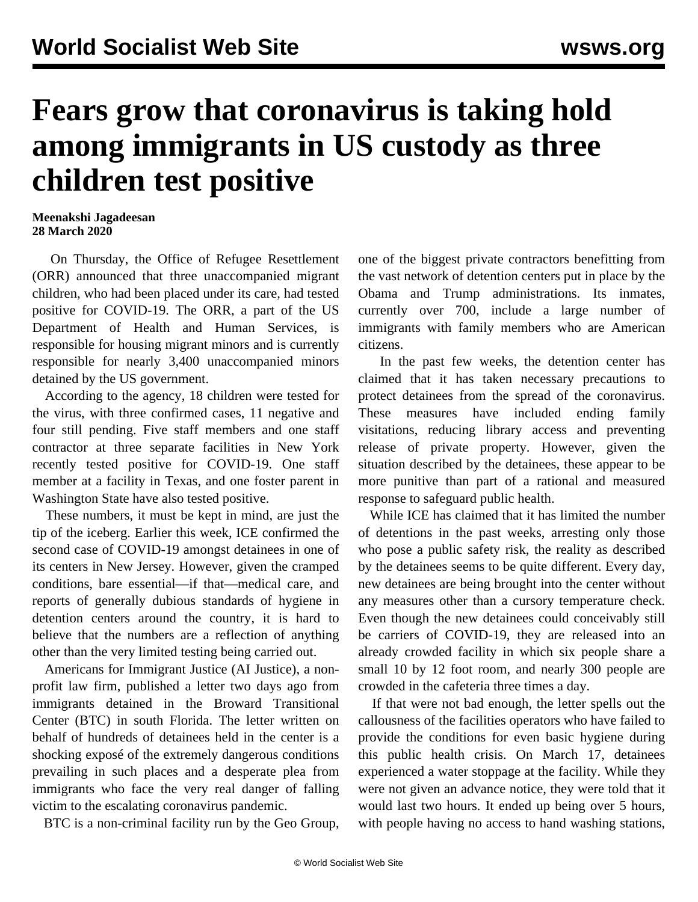# Fears grow that coronavirus is taking hold among immigrants in US custody as three children test positive

**Meenakshi Jagadeesan**
**28 March 2020**

On Thursday, the Office of Refugee Resettlement (ORR) announced that three unaccompanied migrant children, who had been placed under its care, had tested positive for COVID-19. The ORR, a part of the US Department of Health and Human Services, is responsible for housing migrant minors and is currently responsible for nearly 3,400 unaccompanied minors detained by the US government.

According to the agency, 18 children were tested for the virus, with three confirmed cases, 11 negative and four still pending. Five staff members and one staff contractor at three separate facilities in New York recently tested positive for COVID-19. One staff member at a facility in Texas, and one foster parent in Washington State have also tested positive.

These numbers, it must be kept in mind, are just the tip of the iceberg. Earlier this week, ICE confirmed the second case of COVID-19 amongst detainees in one of its centers in New Jersey. However, given the cramped conditions, bare essential—if that—medical care, and reports of generally dubious standards of hygiene in detention centers around the country, it is hard to believe that the numbers are a reflection of anything other than the very limited testing being carried out.

Americans for Immigrant Justice (AI Justice), a non-profit law firm, published a letter two days ago from immigrants detained in the Broward Transitional Center (BTC) in south Florida. The letter written on behalf of hundreds of detainees held in the center is a shocking exposé of the extremely dangerous conditions prevailing in such places and a desperate plea from immigrants who face the very real danger of falling victim to the escalating coronavirus pandemic.

BTC is a non-criminal facility run by the Geo Group, one of the biggest private contractors benefitting from the vast network of detention centers put in place by the Obama and Trump administrations. Its inmates, currently over 700, include a large number of immigrants with family members who are American citizens.

In the past few weeks, the detention center has claimed that it has taken necessary precautions to protect detainees from the spread of the coronavirus. These measures have included ending family visitations, reducing library access and preventing release of private property. However, given the situation described by the detainees, these appear to be more punitive than part of a rational and measured response to safeguard public health.

While ICE has claimed that it has limited the number of detentions in the past weeks, arresting only those who pose a public safety risk, the reality as described by the detainees seems to be quite different. Every day, new detainees are being brought into the center without any measures other than a cursory temperature check. Even though the new detainees could conceivably still be carriers of COVID-19, they are released into an already crowded facility in which six people share a small 10 by 12 foot room, and nearly 300 people are crowded in the cafeteria three times a day.

If that were not bad enough, the letter spells out the callousness of the facilities operators who have failed to provide the conditions for even basic hygiene during this public health crisis. On March 17, detainees experienced a water stoppage at the facility. While they were not given an advance notice, they were told that it would last two hours. It ended up being over 5 hours, with people having no access to hand washing stations,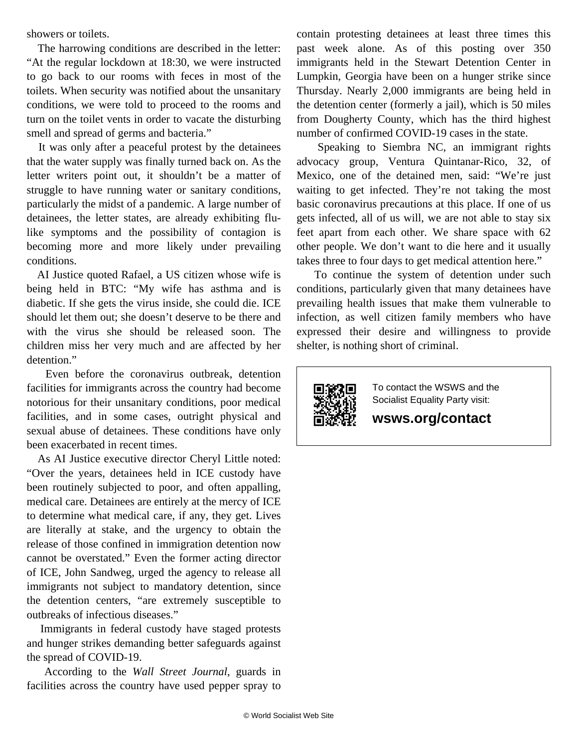showers or toilets.

The harrowing conditions are described in the letter: "At the regular lockdown at 18:30, we were instructed to go back to our rooms with feces in most of the toilets. When security was notified about the unsanitary conditions, we were told to proceed to the rooms and turn on the toilet vents in order to vacate the disturbing smell and spread of germs and bacteria."

It was only after a peaceful protest by the detainees that the water supply was finally turned back on. As the letter writers point out, it shouldn't be a matter of struggle to have running water or sanitary conditions, particularly the midst of a pandemic. A large number of detainees, the letter states, are already exhibiting flu-like symptoms and the possibility of contagion is becoming more and more likely under prevailing conditions.

AI Justice quoted Rafael, a US citizen whose wife is being held in BTC: "My wife has asthma and is diabetic. If she gets the virus inside, she could die. ICE should let them out; she doesn't deserve to be there and with the virus she should be released soon. The children miss her very much and are affected by her detention."

Even before the coronavirus outbreak, detention facilities for immigrants across the country had become notorious for their unsanitary conditions, poor medical facilities, and in some cases, outright physical and sexual abuse of detainees. These conditions have only been exacerbated in recent times.

As AI Justice executive director Cheryl Little noted: "Over the years, detainees held in ICE custody have been routinely subjected to poor, and often appalling, medical care. Detainees are entirely at the mercy of ICE to determine what medical care, if any, they get. Lives are literally at stake, and the urgency to obtain the release of those confined in immigration detention now cannot be overstated." Even the former acting director of ICE, John Sandweg, urged the agency to release all immigrants not subject to mandatory detention, since the detention centers, "are extremely susceptible to outbreaks of infectious diseases."

Immigrants in federal custody have staged protests and hunger strikes demanding better safeguards against the spread of COVID-19.

According to the *Wall Street Journal*, guards in facilities across the country have used pepper spray to contain protesting detainees at least three times this past week alone. As of this posting over 350 immigrants held in the Stewart Detention Center in Lumpkin, Georgia have been on a hunger strike since Thursday. Nearly 2,000 immigrants are being held in the detention center (formerly a jail), which is 50 miles from Dougherty County, which has the third highest number of confirmed COVID-19 cases in the state.

Speaking to Siembra NC, an immigrant rights advocacy group, Ventura Quintanar-Rico, 32, of Mexico, one of the detained men, said: "We're just waiting to get infected. They're not taking the most basic coronavirus precautions at this place. If one of us gets infected, all of us will, we are not able to stay six feet apart from each other. We share space with 62 other people. We don't want to die here and it usually takes three to four days to get medical attention here."

To continue the system of detention under such conditions, particularly given that many detainees have prevailing health issues that make them vulnerable to infection, as well citizen family members who have expressed their desire and willingness to provide shelter, is nothing short of criminal.

To contact the WSWS and the Socialist Equality Party visit:

**wsws.org/contact**